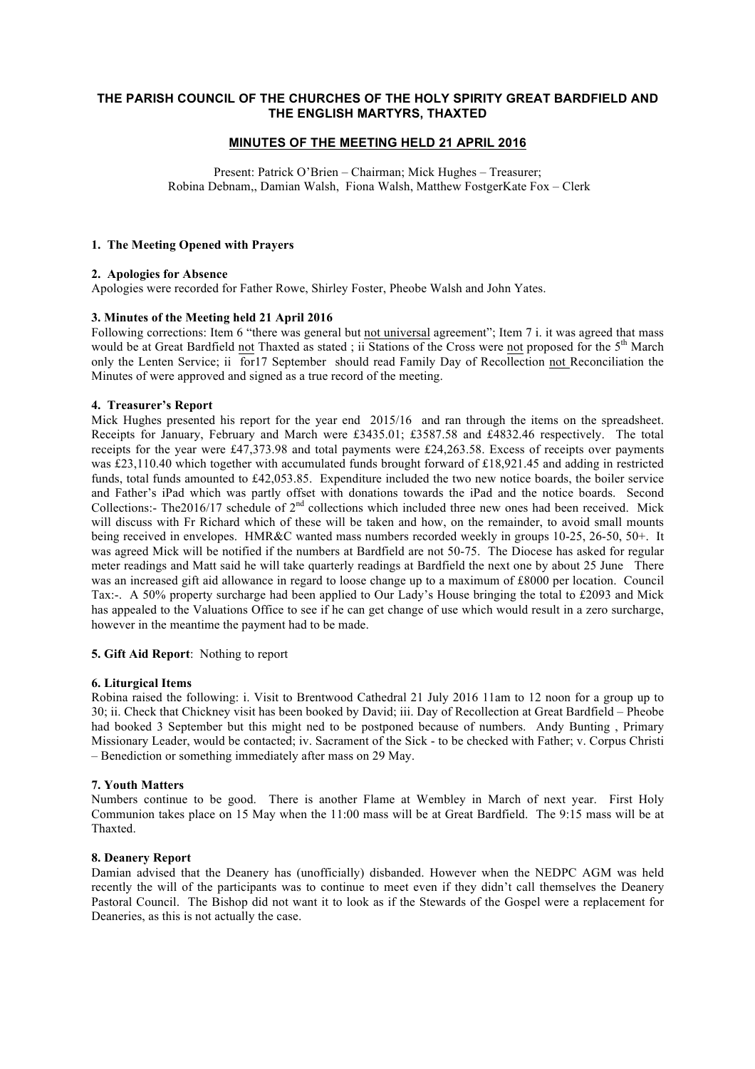**THE PARISH COUNCIL OF THE CHURCHES OF THE HOLY SPIRITY GREAT BARDFIELD AND THE ENGLISH MARTYRS, THAXTED**

**MINUTES OF THE MEETING HELD 21 APRIL 2016**

Present: Patrick O'Brien – Chairman; Mick Hughes – Treasurer; Robina Debnam,, Damian Walsh, Fiona Walsh, Matthew FostgerKate Fox – Clerk

**1. The Meeting Opened with Prayers**

**2. Apologies for Absence**

Apologies were recorded for Father Rowe, Shirley Foster, Pheobe Walsh and John Yates.

**3. Minutes of the Meeting held 21 April 2016**

Following corrections: Item 6 "there was general but not universal agreement"; Item 7 i. it was agreed that mass would be at Great Bardfield not Thaxted as stated ; ii Stations of the Cross were not proposed for the 5th March only the Lenten Service; ii for17 September should read Family Day of Recollection not Reconciliation the Minutes of were approved and signed as a true record of the meeting.

**4. Treasurer's Report**

Mick Hughes presented his report for the year end 2015/16 and ran through the items on the spreadsheet. Receipts for January, February and March were £3435.01; £3587.58 and £4832.46 respectively. The total receipts for the year were £47,373.98 and total payments were £24,263.58. Excess of receipts over payments was £23,110.40 which together with accumulated funds brought forward of £18,921.45 and adding in restricted funds, total funds amounted to £42,053.85. Expenditure included the two new notice boards, the boiler service and Father's iPad which was partly offset with donations towards the iPad and the notice boards. Second Collections:- The2016/17 schedule of 2nd collections which included three new ones had been received. Mick will discuss with Fr Richard which of these will be taken and how, on the remainder, to avoid small mounts being received in envelopes. HMR&C wanted mass numbers recorded weekly in groups 10-25, 26-50, 50+. It was agreed Mick will be notified if the numbers at Bardfield are not 50-75. The Diocese has asked for regular meter readings and Matt said he will take quarterly readings at Bardfield the next one by about 25 June There was an increased gift aid allowance in regard to loose change up to a maximum of £8000 per location. Council Tax:-. A 50% property surcharge had been applied to Our Lady's House bringing the total to £2093 and Mick has appealed to the Valuations Office to see if he can get change of use which would result in a zero surcharge, however in the meantime the payment had to be made.

**5. Gift Aid Report**: Nothing to report

**6. Liturgical Items**

Robina raised the following: i. Visit to Brentwood Cathedral 21 July 2016 11am to 12 noon for a group up to 30; ii. Check that Chickney visit has been booked by David; iii. Day of Recollection at Great Bardfield – Pheobe had booked 3 September but this might ned to be postponed because of numbers. Andy Bunting , Primary Missionary Leader, would be contacted; iv. Sacrament of the Sick - to be checked with Father; v. Corpus Christi – Benediction or something immediately after mass on 29 May.

**7. Youth Matters**

Numbers continue to be good. There is another Flame at Wembley in March of next year. First Holy Communion takes place on 15 May when the 11:00 mass will be at Great Bardfield. The 9:15 mass will be at Thaxted.

**8. Deanery Report**

Damian advised that the Deanery has (unofficially) disbanded. However when the NEDPC AGM was held recently the will of the participants was to continue to meet even if they didn't call themselves the Deanery Pastoral Council. The Bishop did not want it to look as if the Stewards of the Gospel were a replacement for Deaneries, as this is not actually the case.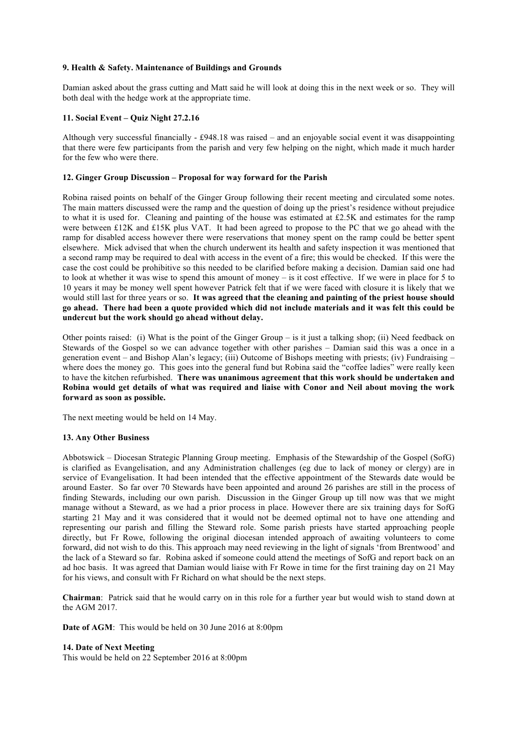**9. Health & Safety. Maintenance of Buildings and Grounds**

Damian asked about the grass cutting and Matt said he will look at doing this in the next week or so. They will both deal with the hedge work at the appropriate time.

**11. Social Event – Quiz Night 27.2.16**

Although very successful financially - £948.18 was raised – and an enjoyable social event it was disappointing that there were few participants from the parish and very few helping on the night, which made it much harder for the few who were there.

**12. Ginger Group Discussion – Proposal for way forward for the Parish**

Robina raised points on behalf of the Ginger Group following their recent meeting and circulated some notes. The main matters discussed were the ramp and the question of doing up the priest's residence without prejudice to what it is used for. Cleaning and painting of the house was estimated at £2.5K and estimates for the ramp were between £12K and £15K plus VAT. It had been agreed to propose to the PC that we go ahead with the ramp for disabled access however there were reservations that money spent on the ramp could be better spent elsewhere. Mick advised that when the church underwent its health and safety inspection it was mentioned that a second ramp may be required to deal with access in the event of a fire; this would be checked. If this were the case the cost could be prohibitive so this needed to be clarified before making a decision. Damian said one had to look at whether it was wise to spend this amount of money – is it cost effective. If we were in place for 5 to 10 years it may be money well spent however Patrick felt that if we were faced with closure it is likely that we would still last for three years or so. **It was agreed that the cleaning and painting of the priest house should go ahead. There had been a quote provided which did not include materials and it was felt this could be undercut but the work should go ahead without delay.**

Other points raised: (i) What is the point of the Ginger Group – is it just a talking shop; (ii) Need feedback on Stewards of the Gospel so we can advance together with other parishes – Damian said this was a once in a generation event – and Bishop Alan's legacy; (iii) Outcome of Bishops meeting with priests; (iv) Fundraising – where does the money go. This goes into the general fund but Robina said the "coffee ladies" were really keen to have the kitchen refurbished. **There was unanimous agreement that this work should be undertaken and Robina would get details of what was required and liaise with Conor and Neil about moving the work forward as soon as possible.**

The next meeting would be held on 14 May.

**13. Any Other Business**

Abbotswick – Diocesan Strategic Planning Group meeting. Emphasis of the Stewardship of the Gospel (SofG) is clarified as Evangelisation, and any Administration challenges (eg due to lack of money or clergy) are in service of Evangelisation. It had been intended that the effective appointment of the Stewards date would be around Easter. So far over 70 Stewards have been appointed and around 26 parishes are still in the process of finding Stewards, including our own parish. Discussion in the Ginger Group up till now was that we might manage without a Steward, as we had a prior process in place. However there are six training days for SofG starting 21 May and it was considered that it would not be deemed optimal not to have one attending and representing our parish and filling the Steward role. Some parish priests have started approaching people directly, but Fr Rowe, following the original diocesan intended approach of awaiting volunteers to come forward, did not wish to do this. This approach may need reviewing in the light of signals 'from Brentwood' and the lack of a Steward so far. Robina asked if someone could attend the meetings of SofG and report back on an ad hoc basis. It was agreed that Damian would liaise with Fr Rowe in time for the first training day on 21 May for his views, and consult with Fr Richard on what should be the next steps.

**Chairman**: Patrick said that he would carry on in this role for a further year but would wish to stand down at the AGM 2017.

**Date of AGM**: This would be held on 30 June 2016 at 8:00pm

**14. Date of Next Meeting**

This would be held on 22 September 2016 at 8:00pm